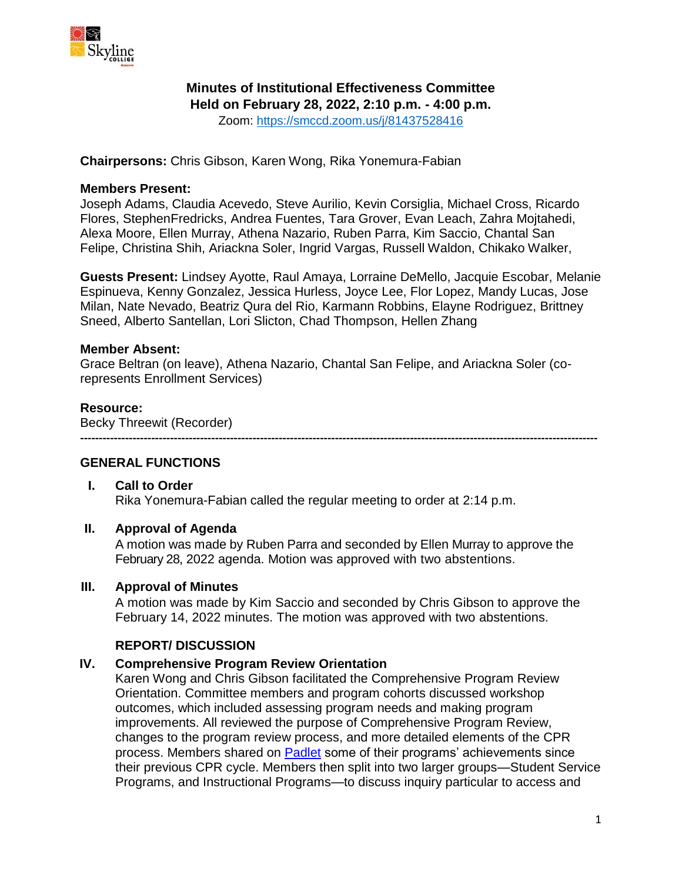# Minutes of Institutional Effectiveness Committee
## Held on February 28, 2022, 2:10 p.m. - 4:00 p.m.

Zoom: [https://smccd.zoom.us/j/81437528416](https://smccd.zoom.us/j/81437528416)

**Chairpersons:** Chris Gibson, Karen Wong, Rika Yonemura-Fabian

**Members Present:**
Joseph Adams, Claudia Acevedo, Steve Aurilio, Kevin Corsiglia, Michael Cross, Ricardo Flores, StephenFredricks, Andrea Fuentes, Tara Grover, Evan Leach, Zahra Mojtahedi, Alexa Moore, Ellen Murray, Athena Nazario, Ruben Parra, Kim Saccio, Chantal San Felipe, Christina Shih, Ariackna Soler, Ingrid Vargas, Russell Waldon, Chikako Walker,

**Guests Present:** Lindsey Ayotte, Raul Amaya, Lorraine DeMello, Jacquie Escobar, Melanie Espinueva, Kenny Gonzalez, Jessica Hurless, Joyce Lee, Flor Lopez, Mandy Lucas, Jose Milan, Nate Nevado, Beatriz Qura del Rio, Karmann Robbins, Elayne Rodriguez, Brittney Sneed, Alberto Santellan, Lori Slicton, Chad Thompson, Hellen Zhang

**Member Absent:**
Grace Beltran (on leave), Athena Nazario, Chantal San Felipe, and Ariackna Soler (co-represents Enrollment Services)

**Resource:**
Becky Threewit (Recorder)

---

## GENERAL FUNCTIONS

**I. Call to Order**
Rika Yonemura-Fabian called the regular meeting to order at 2:14 p.m.

**II. Approval of Agenda**
A motion was made by Ruben Parra and seconded by Ellen Murray to approve the February 28, 2022 agenda. Motion was approved with two abstentions.

**III. Approval of Minutes**
A motion was made by Kim Saccio and seconded by Chris Gibson to approve the February 14, 2022 minutes. The motion was approved with two abstentions.

## REPORT/ DISCUSSION

**IV. Comprehensive Program Review Orientation**
Karen Wong and Chris Gibson facilitated the Comprehensive Program Review Orientation. Committee members and program cohorts discussed workshop outcomes, which included assessing program needs and making program improvements. All reviewed the purpose of Comprehensive Program Review, changes to the program review process, and more detailed elements of the CPR process. Members shared on [Padlet](#) some of their programs' achievements since their previous CPR cycle. Members then split into two larger groups—Student Service Programs, and Instructional Programs—to discuss inquiry particular to access and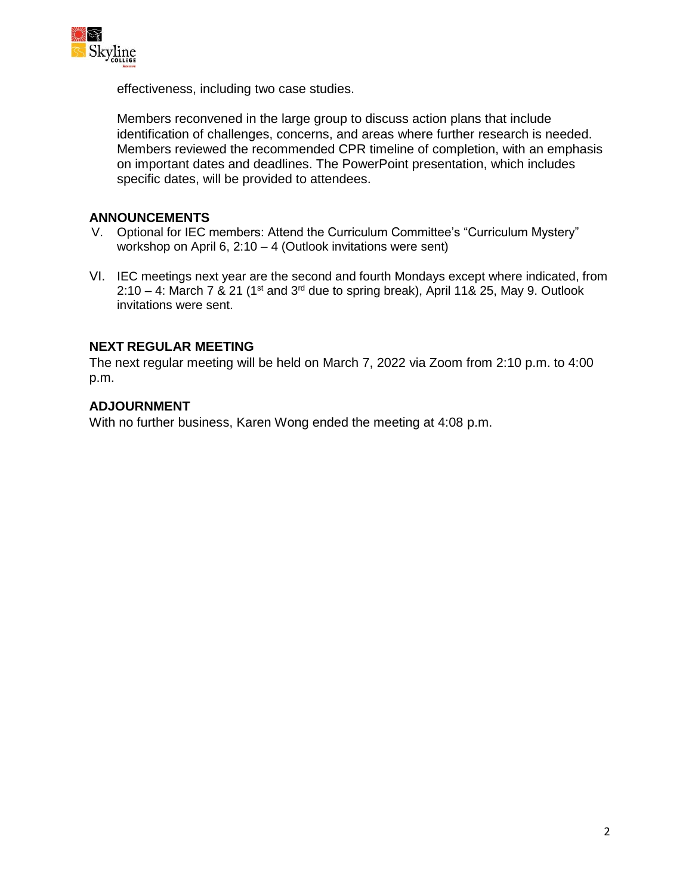effectiveness, including two case studies.

Members reconvened in the large group to discuss action plans that include identification of challenges, concerns, and areas where further research is needed. Members reviewed the recommended CPR timeline of completion, with an emphasis on important dates and deadlines. The PowerPoint presentation, which includes specific dates, will be provided to attendees.

## ANNOUNCEMENTS

V. Optional for IEC members: Attend the Curriculum Committee's "Curriculum Mystery" workshop on April 6, 2:10 – 4 (Outlook invitations were sent)

VI. IEC meetings next year are the second and fourth Mondays except where indicated, from 2:10 – 4: March 7 & 21 (1st and 3rd due to spring break), April 11& 25, May 9. Outlook invitations were sent.

## NEXT REGULAR MEETING

The next regular meeting will be held on March 7, 2022 via Zoom from 2:10 p.m. to 4:00 p.m.

## ADJOURNMENT

With no further business, Karen Wong ended the meeting at 4:08 p.m.